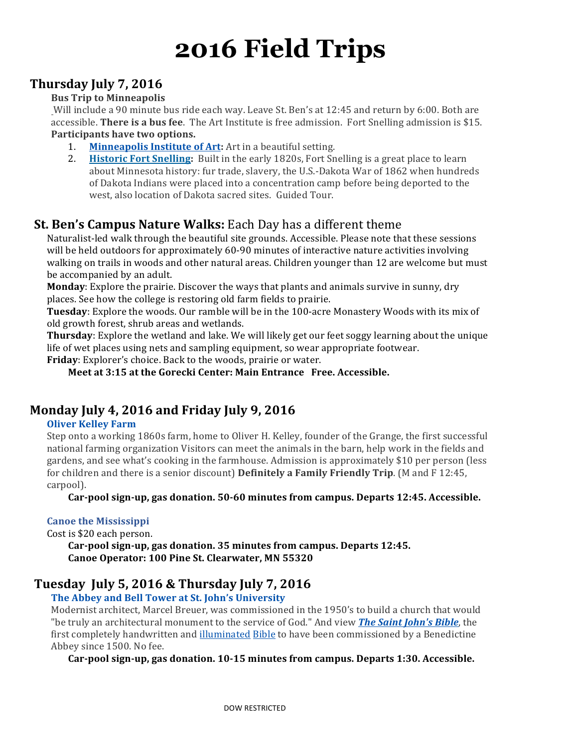# 2016 Field Trips

## Thursday July 7, 2016

**Bus Trip to Minneapolis**

Will include a 90 minute bus ride each way. Leave St. Ben's at 12:45 and return by 6:00. Both are accessible. **There is a bus fee**. The Art Institute is free admission. Fort Snelling admission is $15.

**Participants have two options.**

1. **Minneapolis Institute of Art:** Art in a beautiful setting.
2. **Historic Fort Snelling:** Built in the early 1820s, Fort Snelling is a great place to learn about Minnesota history: fur trade, slavery, the U.S.-Dakota War of 1862 when hundreds of Dakota Indians were placed into a concentration camp before being deported to the west, also location of Dakota sacred sites. Guided Tour.

## St. Ben's Campus Nature Walks: Each Day has a different theme

Naturalist-led walk through the beautiful site grounds. Accessible. Please note that these sessions will be held outdoors for approximately 60-90 minutes of interactive nature activities involving walking on trails in woods and other natural areas. Children younger than 12 are welcome but must be accompanied by an adult.

**Monday**: Explore the prairie. Discover the ways that plants and animals survive in sunny, dry places. See how the college is restoring old farm fields to prairie.

**Tuesday**: Explore the woods. Our ramble will be in the 100-acre Monastery Woods with its mix of old growth forest, shrub areas and wetlands.

**Thursday**: Explore the wetland and lake. We will likely get our feet soggy learning about the unique life of wet places using nets and sampling equipment, so wear appropriate footwear.

**Friday**: Explorer's choice. Back to the woods, prairie or water.

**Meet at 3:15 at the Gorecki Center: Main Entrance Free. Accessible.**

## Monday July 4, 2016 and Friday July 9, 2016

**Oliver Kelley Farm**

Step onto a working 1860s farm, home to Oliver H. Kelley, founder of the Grange, the first successful national farming organization Visitors can meet the animals in the barn, help work in the fields and gardens, and see what's cooking in the farmhouse. Admission is approximately $10 per person (less for children and there is a senior discount) **Definitely a Family Friendly Trip**. (M and F 12:45, carpool).

**Car-pool sign-up, gas donation. 50-60 minutes from campus. Departs 12:45. Accessible.**

**Canoe the Mississippi**

Cost is $20 each person.

**Car-pool sign-up, gas donation. 35 minutes from campus. Departs 12:45.**
**Canoe Operator: 100 Pine St. Clearwater, MN 55320**

## Tuesday July 5, 2016 & Thursday July 7, 2016

**The Abbey and Bell Tower at St. John's University**

Modernist architect, Marcel Breuer, was commissioned in the 1950's to build a church that would "be truly an architectural monument to the service of God." And view ***The Saint John's Bible***, the first completely handwritten and illuminated Bible to have been commissioned by a Benedictine Abbey since 1500. No fee.

**Car-pool sign-up, gas donation. 10-15 minutes from campus. Departs 1:30. Accessible.**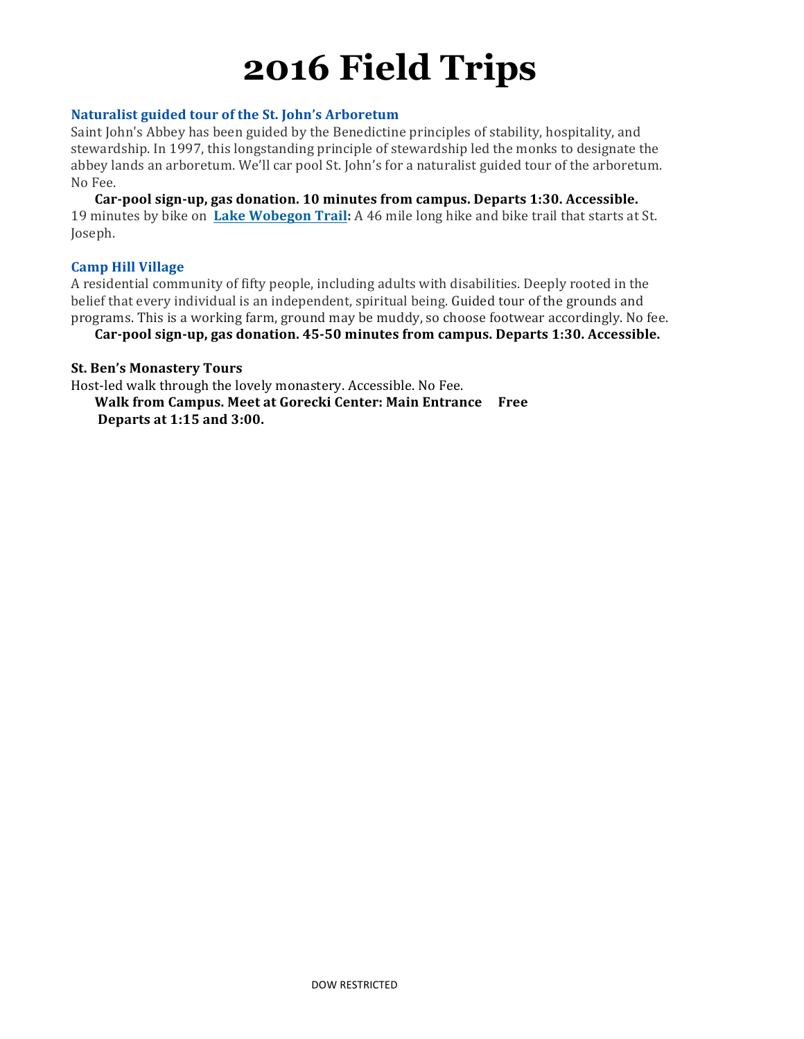# 2016 Field Trips

### Naturalist guided tour of the St. John's Arboretum

Saint John's Abbey has been guided by the Benedictine principles of stability, hospitality, and stewardship. In 1997, this longstanding principle of stewardship led the monks to designate the abbey lands an arboretum. We'll car pool St. John's for a naturalist guided tour of the arboretum. No Fee.

**Car-pool sign-up, gas donation. 10 minutes from campus. Departs 1:30. Accessible.**

19 minutes by bike on **Lake Wobegon Trail:** A 46 mile long hike and bike trail that starts at St. Joseph.

### Camp Hill Village

A residential community of fifty people, including adults with disabilities. Deeply rooted in the belief that every individual is an independent, spiritual being. Guided tour of the grounds and programs. This is a working farm, ground may be muddy, so choose footwear accordingly. No fee.

**Car-pool sign-up, gas donation. 45-50 minutes from campus. Departs 1:30. Accessible.**

### St. Ben's Monastery Tours

Host-led walk through the lovely monastery. Accessible. No Fee.

**Walk from Campus. Meet at Gorecki Center: Main Entrance Free**

**Departs at 1:15 and 3:00.**

DOW RESTRICTED